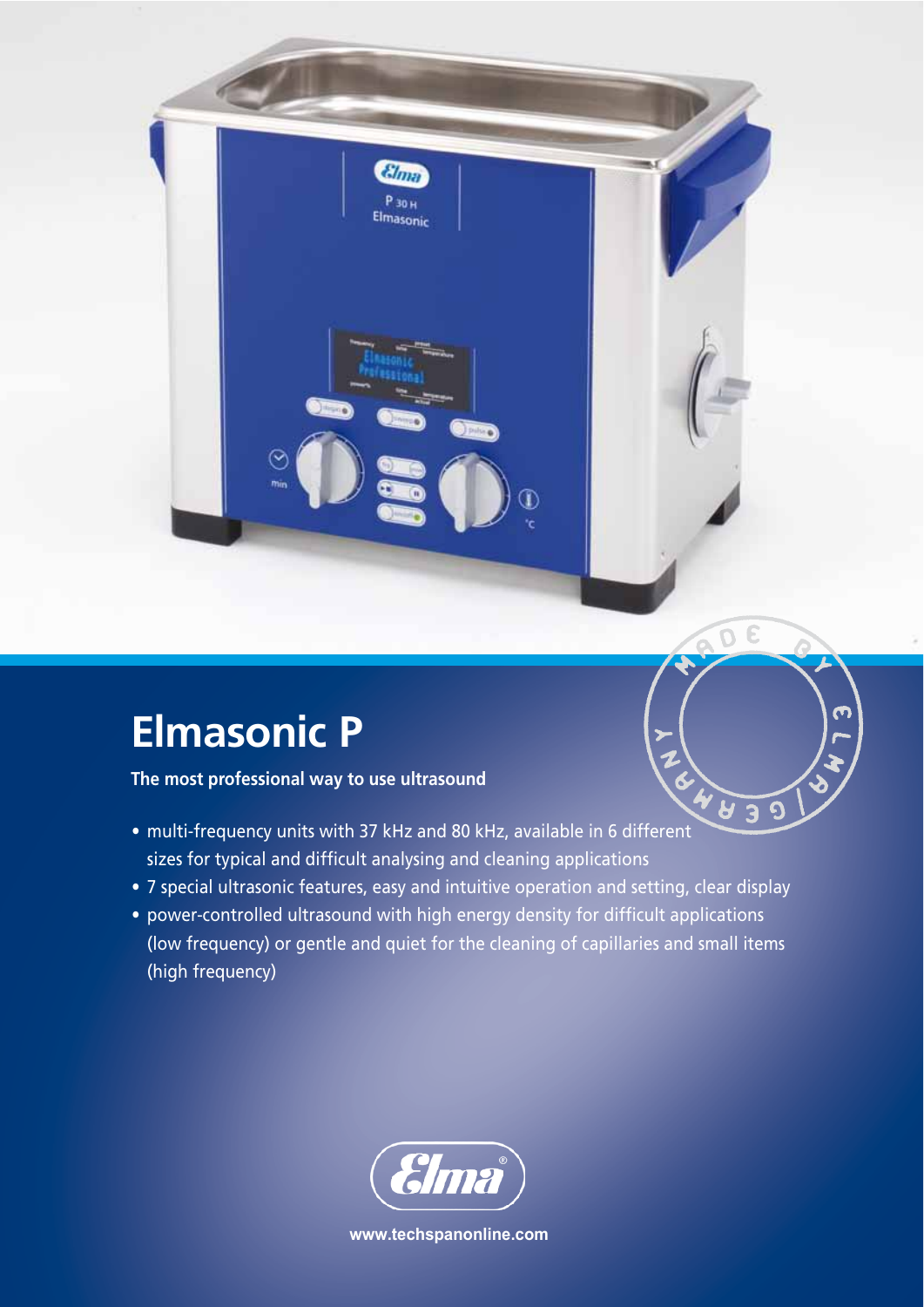# Elmasonic P

**The most professional way to use ultrasound**

- multi-frequency units with 37 kHz and 80 kHz, available in 6 different sizes for typical and difficult analysing and cleaning applications
- 7 special ultrasonic features, easy and intuitive operation and setting, clear display
- power-controlled ultrasound with high energy density for difficult applications (low frequency) or gentle and quiet for the cleaning of capillaries and small items (high frequency)

www.techspanonline.com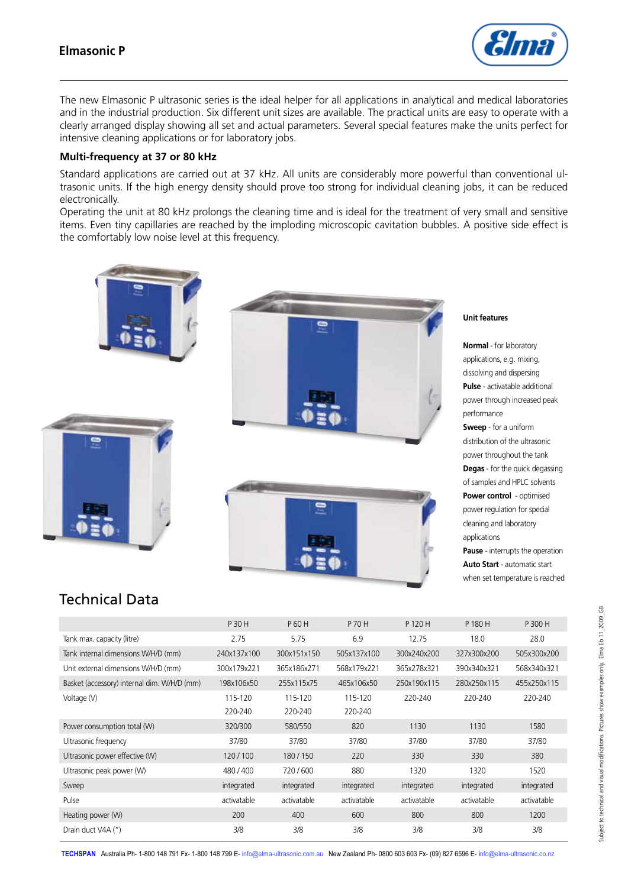## Elmasonic P

The new Elmasonic P ultrasonic series is the ideal helper for all applications in analytical and medical laboratories and in the industrial production. Six different unit sizes are available. The practical units are easy to operate with a clearly arranged display showing all set and actual parameters. Several special features make the units perfect for intensive cleaning applications or for laboratory jobs.

### Multi-frequency at 37 or 80 kHz

Standard applications are carried out at 37 kHz. All units are considerably more powerful than conventional ultrasonic units. If the high energy density should prove too strong for individual cleaning jobs, it can be reduced electronically.
Operating the unit at 80 kHz prolongs the cleaning time and is ideal for the treatment of very small and sensitive items. Even tiny capillaries are reached by the imploding microscopic cavitation bubbles. A positive side effect is the comfortably low noise level at this frequency.

#### Unit features

**Normal** - for laboratory applications, e.g. mixing, dissolving and dispersing
**Pulse** - activatable additional power through increased peak performance
**Sweep** - for a uniform distribution of the ultrasonic power throughout the tank
**Degas** - for the quick degassing of samples and HPLC solvents
**Power control** - optimised power regulation for special cleaning and laboratory applications
**Pause** - interrupts the operation
**Auto Start** - automatic start when set temperature is reached

## Technical Data

| | P 30 H | P 60 H | P 70 H | P 120 H | P 180 H | P 300 H |
|---|---|---|---|---|---|---|
| Tank max. capacity (litre) | 2.75 | 5.75 | 6.9 | 12.75 | 18.0 | 28.0 |
| Tank internal dimensions W/H/D (mm) | 240x137x100 | 300x151x150 | 505x137x100 | 300x240x200 | 327x300x200 | 505x300x200 |
| Unit external dimensions W/H/D (mm) | 300x179x221 | 365x186x271 | 568x179x221 | 365x278x321 | 390x340x321 | 568x340x321 |
| Basket (accessory) internal dim. W/H/D (mm) | 198x106x50 | 255x115x75 | 465x106x50 | 250x190x115 | 280x250x115 | 455x250x115 |
| Voltage (V) | 115-120<br>220-240 | 115-120<br>220-240 | 115-120<br>220-240 | 220-240 | 220-240 | 220-240 |
| Power consumption total (W) | 320/300 | 580/550 | 820 | 1130 | 1130 | 1580 |
| Ultrasonic frequency | 37/80 | 37/80 | 37/80 | 37/80 | 37/80 | 37/80 |
| Ultrasonic power effective (W) | 120 / 100 | 180 / 150 | 220 | 330 | 330 | 380 |
| Ultrasonic peak power (W) | 480 / 400 | 720 / 600 | 880 | 1320 | 1320 | 1520 |
| Sweep | integrated | integrated | integrated | integrated | integrated | integrated |
| Pulse | activatable | activatable | activatable | activatable | activatable | activatable |
| Heating power (W) | 200 | 400 | 600 | 800 | 800 | 1200 |
| Drain duct V4A (") | 3/8 | 3/8 | 3/8 | 3/8 | 3/8 | 3/8 |

Subject to technical and visual modifications. Pictures show examples only. Elma Eb 11_2009_GB

**TECHSPAN** Australia Ph- 1-800 148 791 Fx- 1-800 148 799 E- info@elma-ultrasonic.com.au New Zealand Ph- 0800 603 603 Fx- (09) 827 6596 E- info@elma-ultrasonic.co.nz